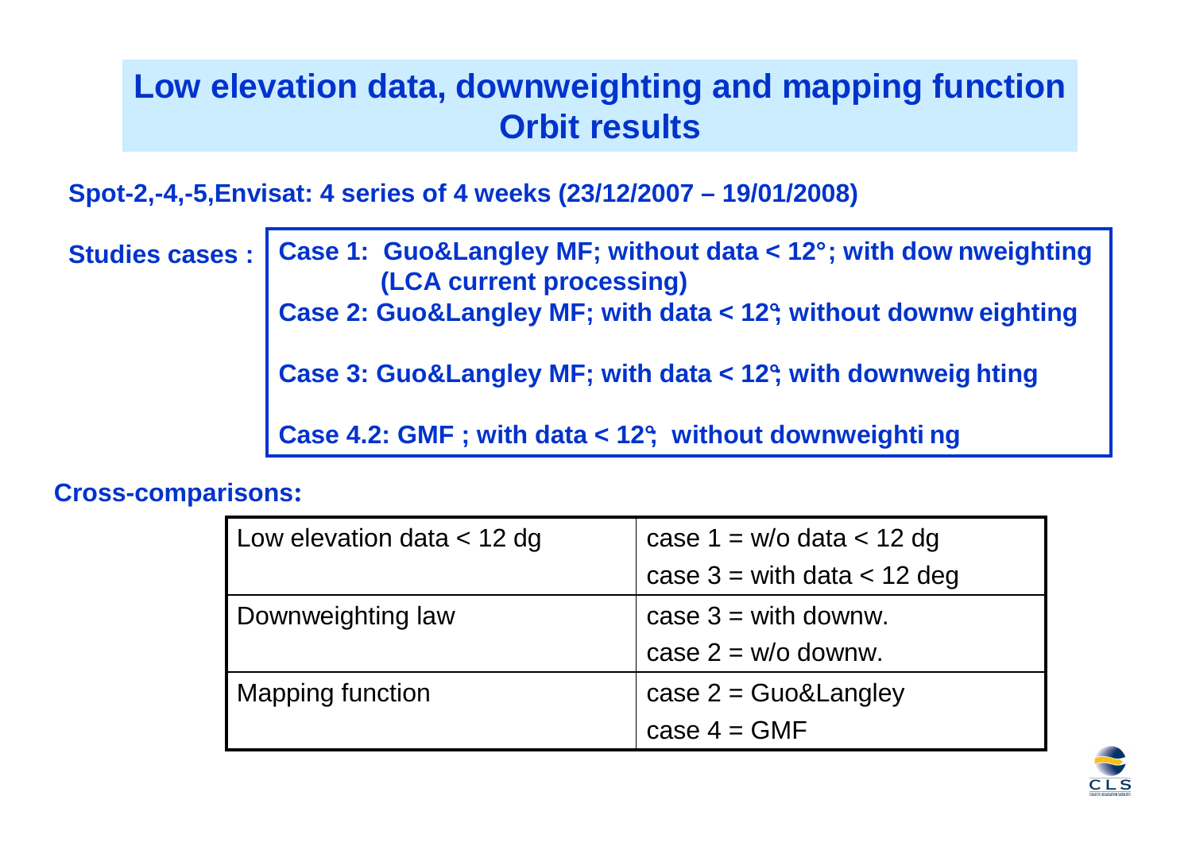# Low elevation data, downweighting and mapping function
# Orbit results

**Spot-2,-4,-5,Envisat: 4 series of 4 weeks (23/12/2007 – 19/01/2008)**

**Studies cases :**

**Case 1: Guo&Langley MF; without data < 12°; with dow nweighting (LCA current processing)**

**Case 2: Guo&Langley MF; with data < 12°; without downw eighting**

**Case 3: Guo&Langley MF; with data < 12°; with downweig hting**

**Case 4.2: GMF ; with data < 12°; without downweighti ng**

**Cross-comparisons:**

| | |
|---|---|
| Low elevation data < 12 dg | case 1 = w/o data < 12 dg<br>case 3 = with data < 12 deg |
| Downweighting law | case 3 = with downw.<br>case 2 = w/o downw. |
| Mapping function | case 2 = Guo&Langley<br>case 4 = GMF |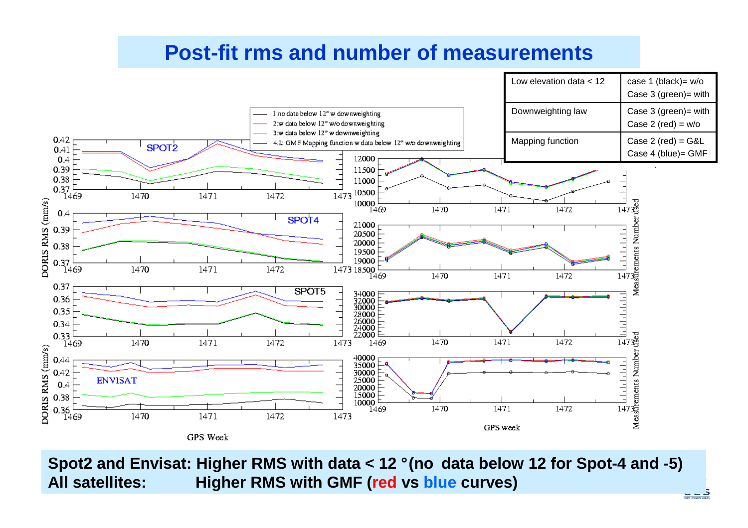# Post-fit rms and number of measurements

| Low elevation data < 12 | case 1 (black)= w/o<br>Case 3 (green)= with |
| --- | --- |
| Downweighting law | Case 3 (green)= with<br>Case 2 (red) = w/o |
| Mapping function | Case 2 (red) = G&L<br>Case 4 (blue)= GMF |

Legend:
- 1:no data below 12° w downweighting
- 2:w data below 12° w/o downweighting
- 3:w data below 12° w downweighting
- 4.2: GMF Mapping function w data below 12° w/o downweighting

**Spot2 and Envisat: Higher RMS with data < 12 °(no data below 12 for Spot-4 and -5)**
**All satellites: Higher RMS with GMF (red vs blue curves)**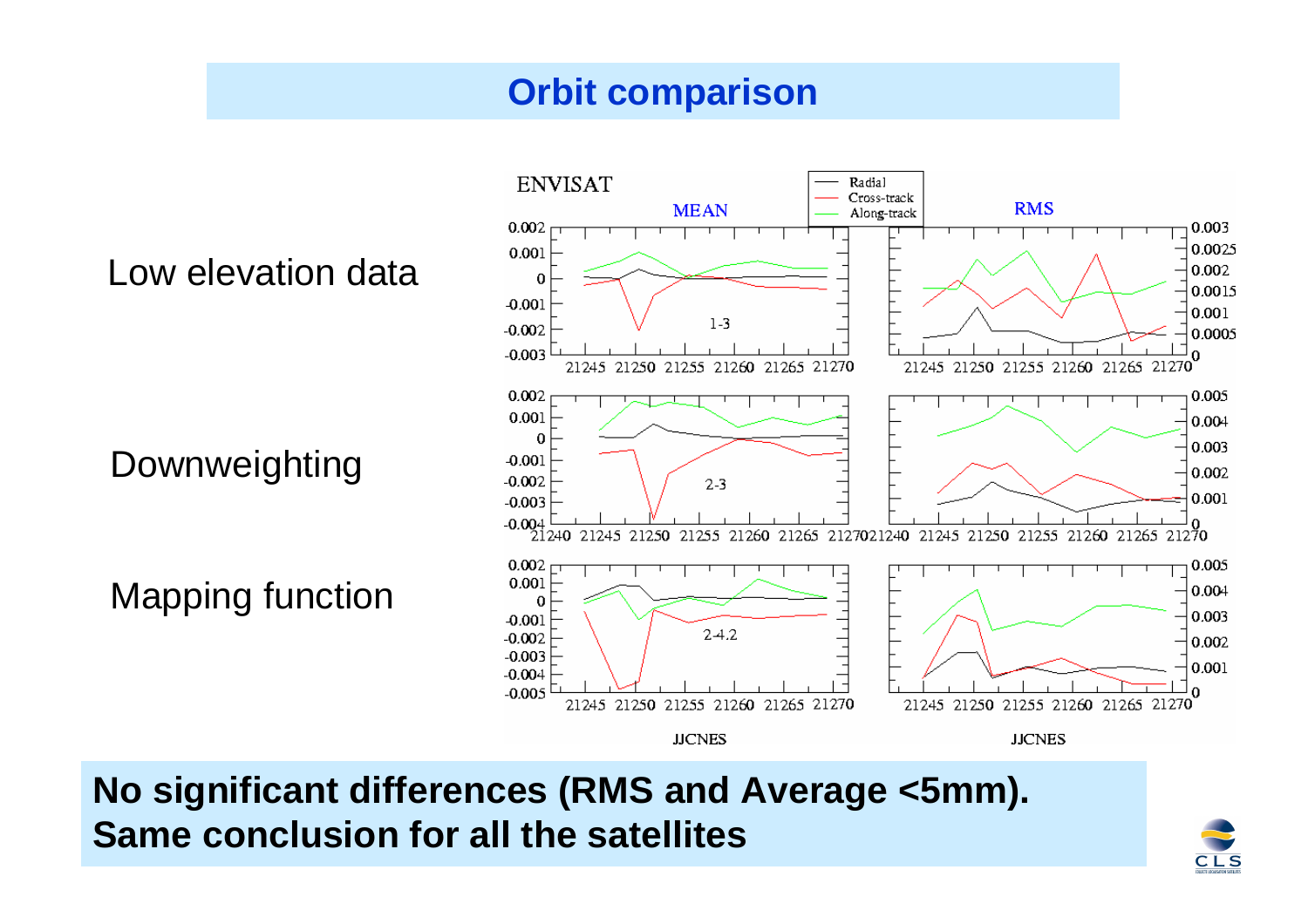# Orbit comparison

Low elevation data

Downweighting

Mapping function

**No significant differences (RMS and Average <5mm).**
**Same conclusion for all the satellites**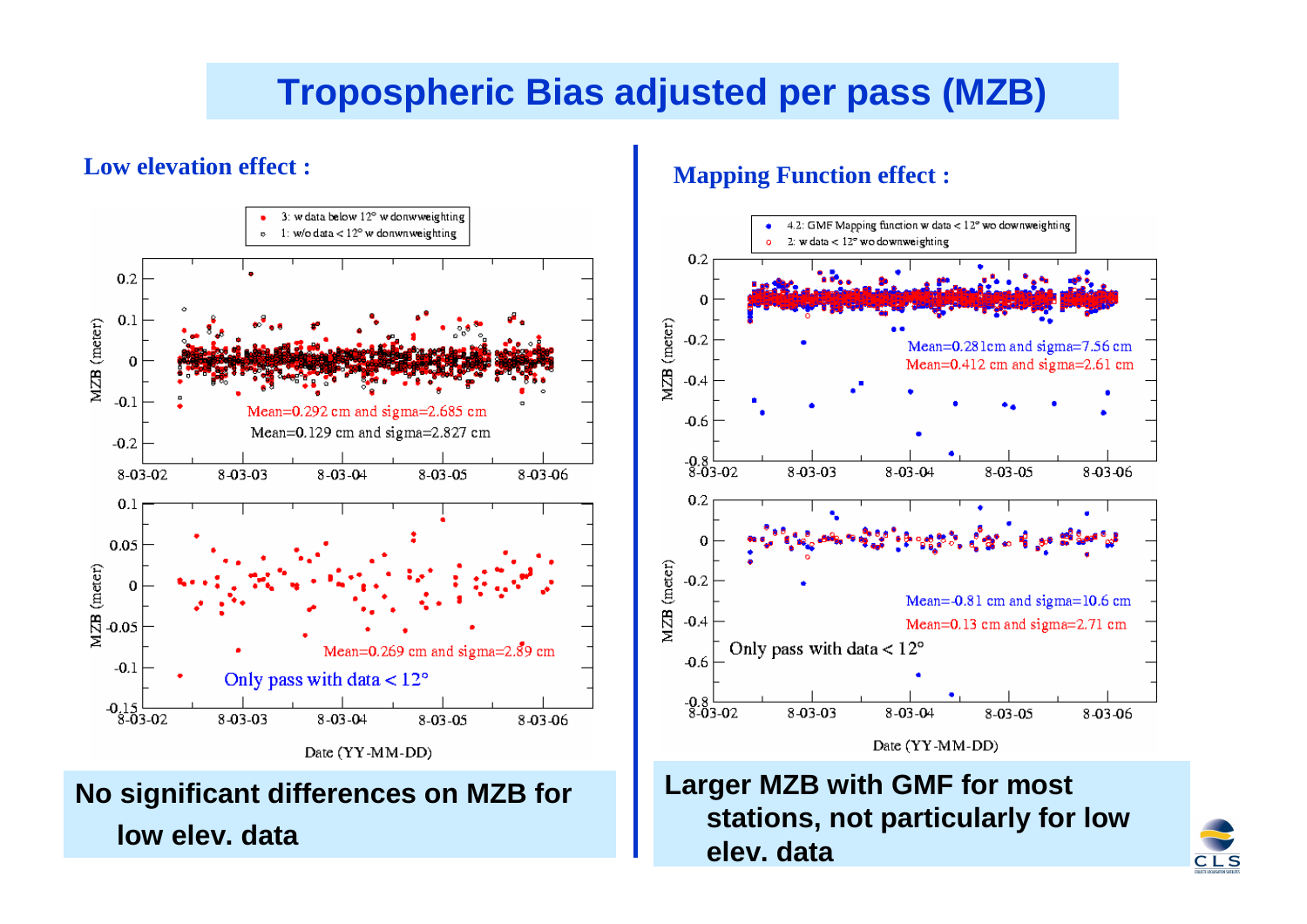# Tropospheric Bias adjusted per pass (MZB)

**Low elevation effect :**

3: w data below 12° w donwweighting
1: w/o data < 12° w donwnweighting

Mean=0.292 cm and sigma=2.685 cm
Mean=0.129 cm and sigma=2.827 cm

Mean=0.269 cm and sigma=2.89 cm
Only pass with data < 12°

MZB (meter)

Date (YY-MM-DD)

**No significant differences on MZB for low elev. data**

**Mapping Function effect :**

4.2: GMF Mapping function w data < 12° wo downweighting
2: w data < 12° wo downweighting

Mean=0.281cm and sigma=7.56 cm
Mean=0.412 cm and sigma=2.61 cm

Mean=-0.81 cm and sigma=10.6 cm
Mean=0.13 cm and sigma=2.71 cm
Only pass with data < 12°

MZB (meter)

Date (YY-MM-DD)

**Larger MZB with GMF for most stations, not particularly for low elev. data**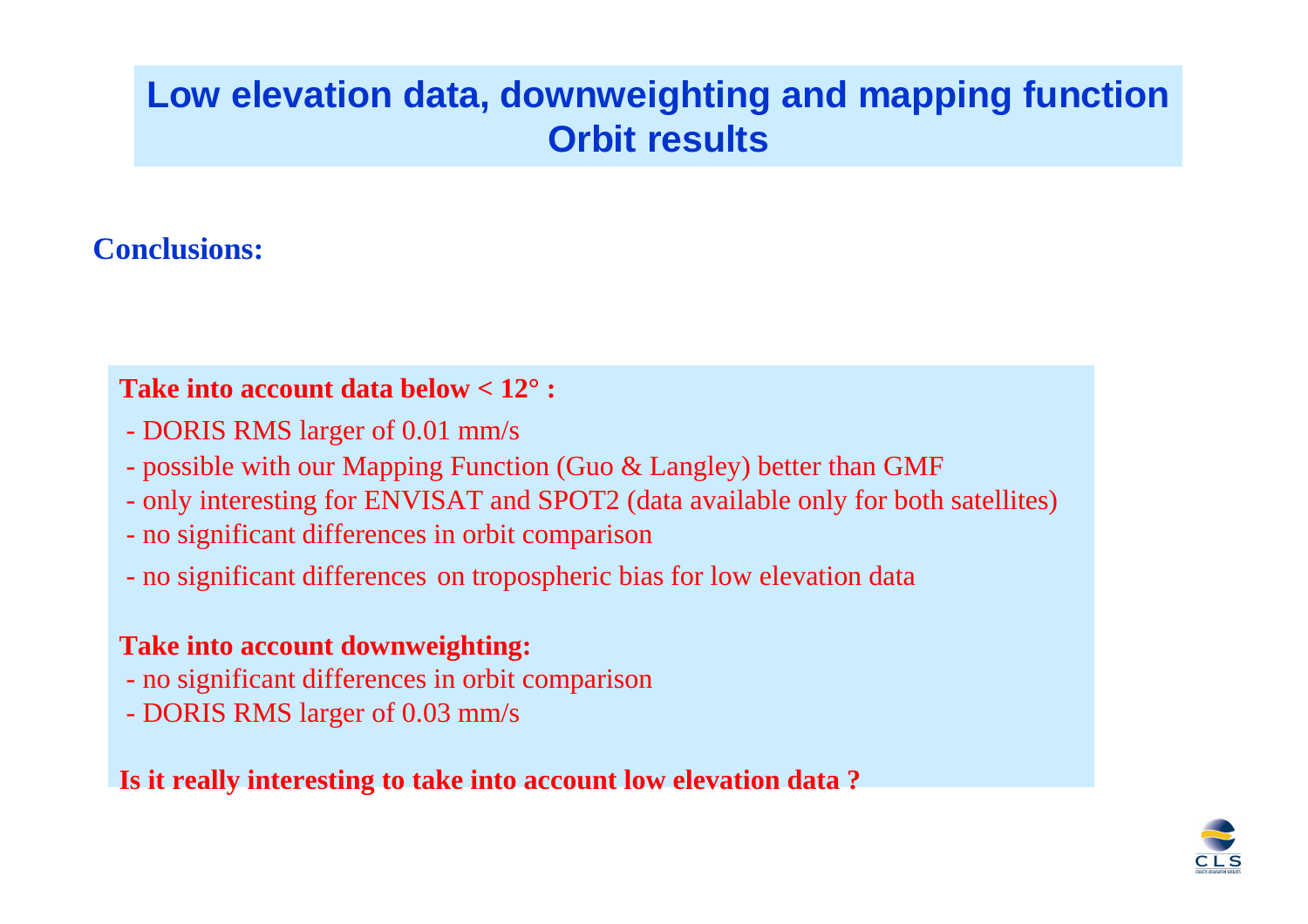# Low elevation data, downweighting and mapping function
# Orbit results

## Conclusions:

**Take into account data below < 12° :**

- DORIS RMS larger of 0.01 mm/s
- possible with our Mapping Function (Guo & Langley) better than GMF
- only interesting for ENVISAT and SPOT2 (data available only for both satellites)
- no significant differences in orbit comparison
- no significant differences on tropospheric bias for low elevation data

**Take into account downweighting:**

- no significant differences in orbit comparison
- DORIS RMS larger of 0.03 mm/s

**Is it really interesting to take into account low elevation data ?**